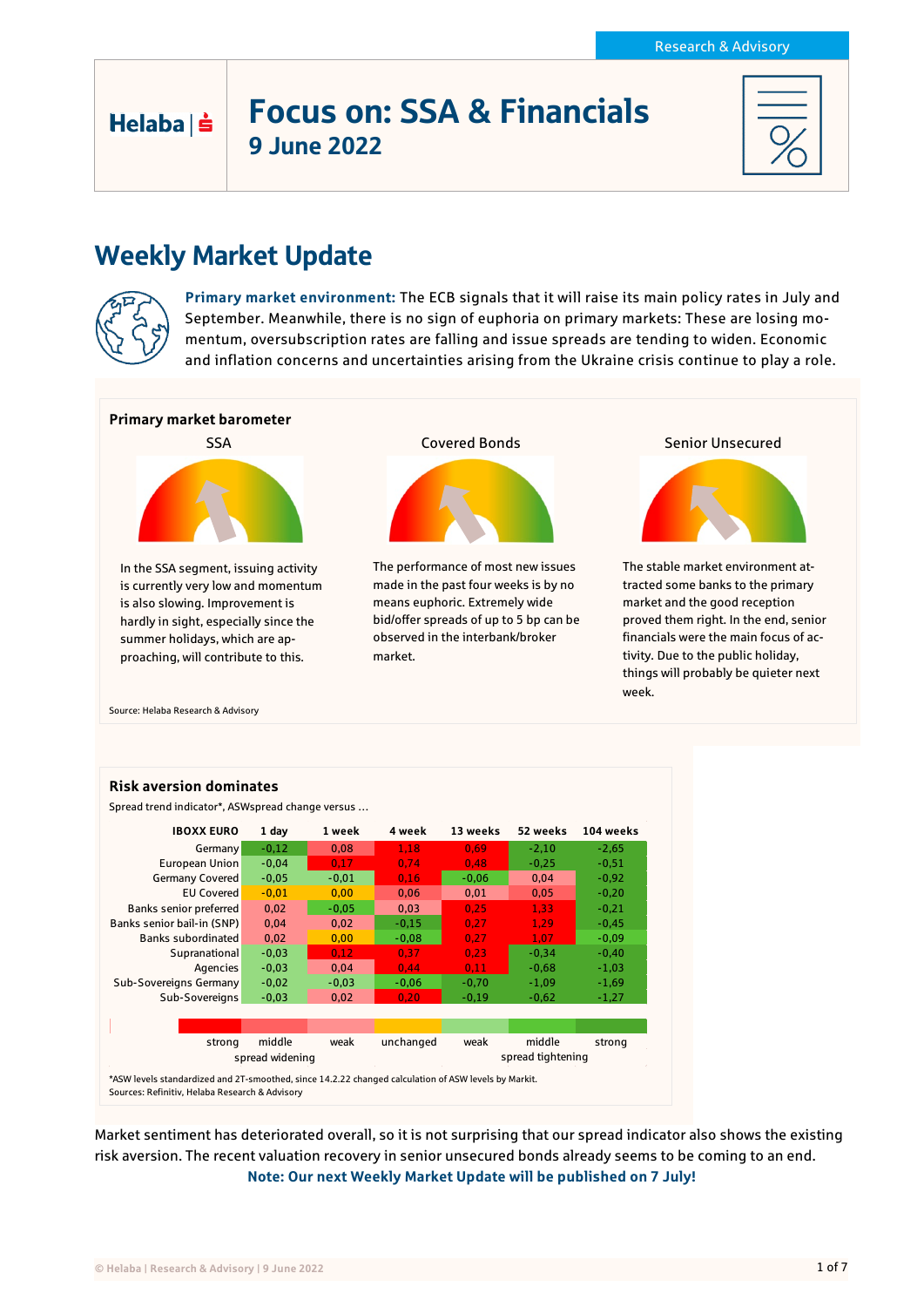Research & Advisory

# Focus on: SSA & Financials
## 9 June 2022

# Weekly Market Update

**Primary market environment:** The ECB signals that it will raise its main policy rates in July and September. Meanwhile, there is no sign of euphoria on primary markets: These are losing momentum, oversubscription rates are falling and issue spreads are tending to widen. Economic and inflation concerns and uncertainties arising from the Ukraine crisis continue to play a role.

### Primary market barometer

**SSA**

In the SSA segment, issuing activity is currently very low and momentum is also slowing. Improvement is hardly in sight, especially since the summer holidays, which are approaching, will contribute to this.

**Covered Bonds**

The performance of most new issues made in the past four weeks is by no means euphoric. Extremely wide bid/offer spreads of up to 5 bp can be observed in the interbank/broker market.

**Senior Unsecured**

The stable market environment attracted some banks to the primary market and the good reception proved them right. In the end, senior financials were the main focus of activity. Due to the public holiday, things will probably be quieter next week.

Source: Helaba Research & Advisory

### Risk aversion dominates

Spread trend indicator*, ASWspread change versus …

| IBOXX EURO | 1 day | 1 week | 4 week | 13 weeks | 52 weeks | 104 weeks |
|---|---|---|---|---|---|---|
| Germany | -0,12 | 0,08 | 1,18 | 0,69 | -2,10 | -2,65 |
| European Union | -0,04 | 0,17 | 0,74 | 0,48 | -0,25 | -0,51 |
| Germany Covered | -0,05 | -0,01 | 0,16 | -0,06 | 0,04 | -0,92 |
| EU Covered | -0,01 | 0,00 | 0,06 | 0,01 | 0,05 | -0,20 |
| Banks senior preferred | 0,02 | -0,05 | 0,03 | 0,25 | 1,33 | -0,21 |
| Banks senior bail-in (SNP) | 0,04 | 0,02 | -0,15 | 0,27 | 1,29 | -0,45 |
| Banks subordinated | 0,02 | 0,00 | -0,08 | 0,27 | 1,07 | -0,09 |
| Supranational | -0,03 | 0,12 | 0,37 | 0,23 | -0,34 | -0,40 |
| Agencies | -0,03 | 0,04 | 0,44 | 0,11 | -0,68 | -1,03 |
| Sub-Sovereigns Germany | -0,02 | -0,03 | -0,06 | -0,70 | -1,09 | -1,69 |
| Sub-Sovereigns | -0,03 | 0,02 | 0,20 | -0,19 | -0,62 | -1,27 |

Legend: strong / middle / weak (spread widening) – unchanged – weak / middle / strong (spread tightening)

*ASW levels standardized and 2T-smoothed, since 14.2.22 changed calculation of ASW levels by Markit.
Sources: Refinitiv, Helaba Research & Advisory

Market sentiment has deteriorated overall, so it is not surprising that our spread indicator also shows the existing risk aversion. The recent valuation recovery in senior unsecured bonds already seems to be coming to an end.

**Note: Our next Weekly Market Update will be published on 7 July!**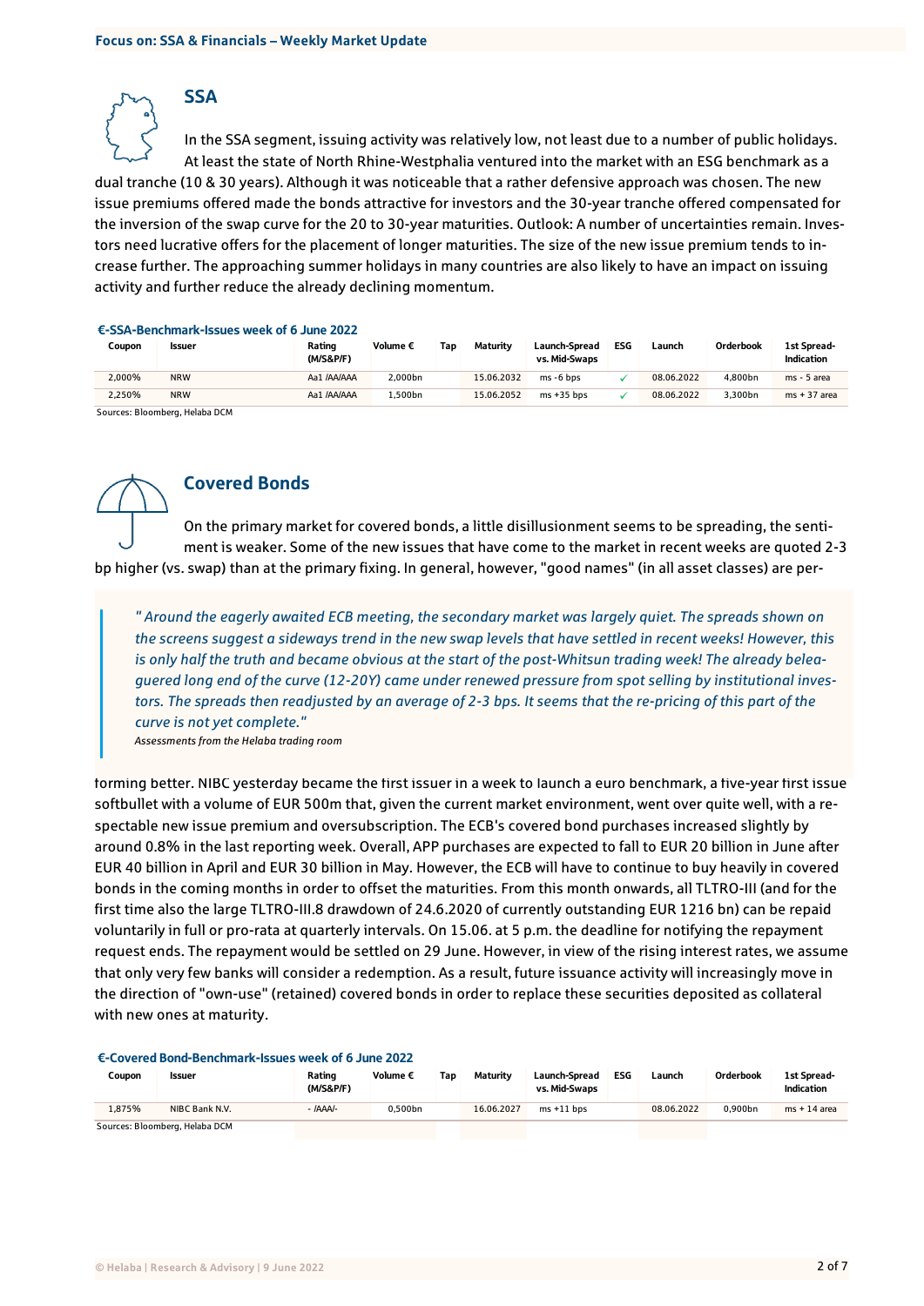## SSA

In the SSA segment, issuing activity was relatively low, not least due to a number of public holidays. At least the state of North Rhine-Westphalia ventured into the market with an ESG benchmark as a dual tranche (10 & 30 years). Although it was noticeable that a rather defensive approach was chosen. The new issue premiums offered made the bonds attractive for investors and the 30-year tranche offered compensated for the inversion of the swap curve for the 20 to 30-year maturities. Outlook: A number of uncertainties remain. Investors need lucrative offers for the placement of longer maturities. The size of the new issue premium tends to increase further. The approaching summer holidays in many countries are also likely to have an impact on issuing activity and further reduce the already declining momentum.

**€-SSA-Benchmark-Issues week of 6 June 2022**

| Coupon | Issuer | Rating (M/S&P/F) | Volume € | Tap | Maturity | Launch-Spread vs. Mid-Swaps | ESG | Launch | Orderbook | 1st Spread-Indication |
|---|---|---|---|---|---|---|---|---|---|---|
| 2,000% | NRW | Aa1 /AA/AAA | 2,000bn | | 15.06.2032 | ms -6 bps | ✓ | 08.06.2022 | 4,800bn | ms - 5 area |
| 2,250% | NRW | Aa1 /AA/AAA | 1,500bn | | 15.06.2052 | ms +35 bps | ✓ | 08.06.2022 | 3,300bn | ms + 37 area |

Sources: Bloomberg, Helaba DCM

## Covered Bonds

On the primary market for covered bonds, a little disillusionment seems to be spreading, the sentiment is weaker. Some of the new issues that have come to the market in recent weeks are quoted 2-3 bp higher (vs. swap) than at the primary fixing. In general, however, "good names" (in all asset classes) are performing better. NIBC yesterday became the first issuer in a week to launch a euro benchmark, a five-year first issue softbullet with a volume of EUR 500m that, given the current market environment, went over quite well, with a respectable new issue premium and oversubscription. The ECB's covered bond purchases increased slightly by around 0.8% in the last reporting week. Overall, APP purchases are expected to fall to EUR 20 billion in June after EUR 40 billion in April and EUR 30 billion in May. However, the ECB will have to continue to buy heavily in covered bonds in the coming months in order to offset the maturities. From this month onwards, all TLTRO-III (and for the first time also the large TLTRO-III.8 drawdown of 24.6.2020 of currently outstanding EUR 1216 bn) can be repaid voluntarily in full or pro-rata at quarterly intervals. On 15.06. at 5 p.m. the deadline for notifying the repayment request ends. The repayment would be settled on 29 June. However, in view of the rising interest rates, we assume that only very few banks will consider a redemption. As a result, future issuance activity will increasingly move in the direction of "own-use" (retained) covered bonds in order to replace these securities deposited as collateral with new ones at maturity.

> *" Around the eagerly awaited ECB meeting, the secondary market was largely quiet. The spreads shown on the screens suggest a sideways trend in the new swap levels that have settled in recent weeks! However, this is only half the truth and became obvious at the start of the post-Whitsun trading week! The already beleaguered long end of the curve (12-20Y) came under renewed pressure from spot selling by institutional investors. The spreads then readjusted by an average of 2-3 bps. It seems that the re-pricing of this part of the curve is not yet complete."*
>
> *Assessments from the Helaba trading room*

**€-Covered Bond-Benchmark-Issues week of 6 June 2022**

| Coupon | Issuer | Rating (M/S&P/F) | Volume € | Tap | Maturity | Launch-Spread vs. Mid-Swaps | ESG | Launch | Orderbook | 1st Spread-Indication |
|---|---|---|---|---|---|---|---|---|---|---|
| 1,875% | NIBC Bank N.V. | - /AAA/- | 0,500bn | | 16.06.2027 | ms +11 bps | | 08.06.2022 | 0,900bn | ms + 14 area |

Sources: Bloomberg, Helaba DCM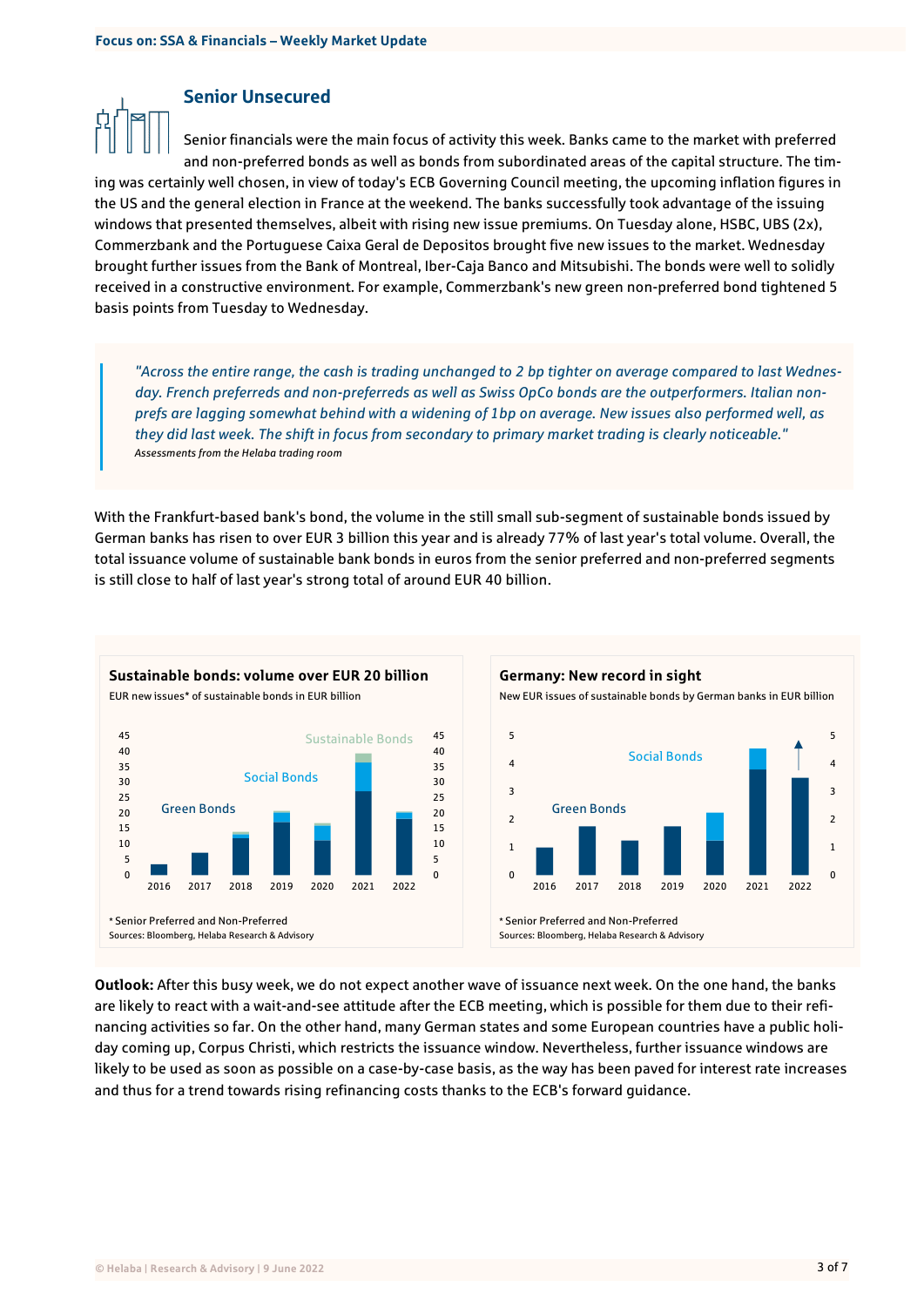## Senior Unsecured

Senior financials were the main focus of activity this week. Banks came to the market with preferred and non-preferred bonds as well as bonds from subordinated areas of the capital structure. The timing was certainly well chosen, in view of today's ECB Governing Council meeting, the upcoming inflation figures in the US and the general election in France at the weekend. The banks successfully took advantage of the issuing windows that presented themselves, albeit with rising new issue premiums. On Tuesday alone, HSBC, UBS (2x), Commerzbank and the Portuguese Caixa Geral de Depositos brought five new issues to the market. Wednesday brought further issues from the Bank of Montreal, Iber-Caja Banco and Mitsubishi. The bonds were well to solidly received in a constructive environment. For example, Commerzbank's new green non-preferred bond tightened 5 basis points from Tuesday to Wednesday.

> *"Across the entire range, the cash is trading unchanged to 2 bp tighter on average compared to last Wednesday. French preferreds and non-preferreds as well as Swiss OpCo bonds are the outperformers. Italian non-prefs are lagging somewhat behind with a widening of 1bp on average. New issues also performed well, as they did last week. The shift in focus from secondary to primary market trading is clearly noticeable."*
> *Assessments from the Helaba trading room*

With the Frankfurt-based bank's bond, the volume in the still small sub-segment of sustainable bonds issued by German banks has risen to over EUR 3 billion this year and is already 77% of last year's total volume. Overall, the total issuance volume of sustainable bank bonds in euros from the senior preferred and non-preferred segments is still close to half of last year's strong total of around EUR 40 billion.

**Sustainable bonds: volume over EUR 20 billion**
EUR new issues* of sustainable bonds in EUR billion

\* Senior Preferred and Non-Preferred
Sources: Bloomberg, Helaba Research & Advisory

**Germany: New record in sight**
New EUR issues of sustainable bonds by German banks in EUR billion

\* Senior Preferred and Non-Preferred
Sources: Bloomberg, Helaba Research & Advisory

**Outlook:** After this busy week, we do not expect another wave of issuance next week. On the one hand, the banks are likely to react with a wait-and-see attitude after the ECB meeting, which is possible for them due to their refinancing activities so far. On the other hand, many German states and some European countries have a public holiday coming up, Corpus Christi, which restricts the issuance window. Nevertheless, further issuance windows are likely to be used as soon as possible on a case-by-case basis, as the way has been paved for interest rate increases and thus for a trend towards rising refinancing costs thanks to the ECB's forward guidance.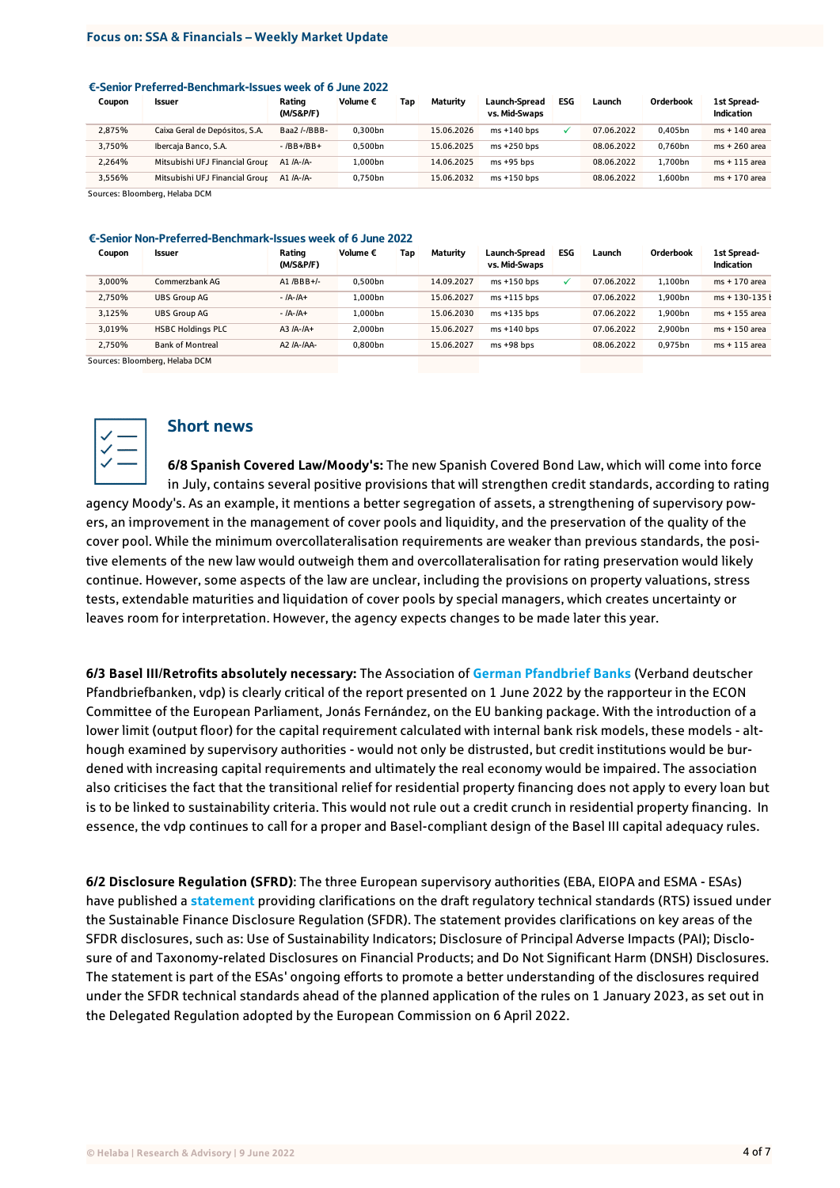**€-Senior Preferred-Benchmark-Issues week of 6 June 2022**

| Coupon | Issuer | Rating (M/S&P/F) | Volume € | Tap | Maturity | Launch-Spread vs. Mid-Swaps | ESG | Launch | Orderbook | 1st Spread-Indication |
|---|---|---|---|---|---|---|---|---|---|---|
| 2,875% | Caixa Geral de Depósitos, S.A. | Baa2 /-/BBB- | 0,300bn | | 15.06.2026 | ms +140 bps | ✓ | 07.06.2022 | 0,405bn | ms + 140 area |
| 3,750% | Ibercaja Banco, S.A. | - /BB+/BB+ | 0,500bn | | 15.06.2025 | ms +250 bps | | 08.06.2022 | 0,760bn | ms + 260 area |
| 2,264% | Mitsubishi UFJ Financial Group | A1 /A-/A- | 1,000bn | | 14.06.2025 | ms +95 bps | | 08.06.2022 | 1,700bn | ms + 115 area |
| 3,556% | Mitsubishi UFJ Financial Group | A1 /A-/A- | 0,750bn | | 15.06.2032 | ms +150 bps | | 08.06.2022 | 1,600bn | ms + 170 area |

Sources: Bloomberg, Helaba DCM

**€-Senior Non-Preferred-Benchmark-Issues week of 6 June 2022**

| Coupon | Issuer | Rating (M/S&P/F) | Volume € | Tap | Maturity | Launch-Spread vs. Mid-Swaps | ESG | Launch | Orderbook | 1st Spread-Indication |
|---|---|---|---|---|---|---|---|---|---|---|
| 3,000% | Commerzbank AG | A1 /BBB+/- | 0,500bn | | 14.09.2027 | ms +150 bps | ✓ | 07.06.2022 | 1,100bn | ms + 170 area |
| 2,750% | UBS Group AG | - /A-/A+ | 1,000bn | | 15.06.2027 | ms +115 bps | | 07.06.2022 | 1,900bn | ms + 130-135 b |
| 3,125% | UBS Group AG | - /A-/A+ | 1,000bn | | 15.06.2030 | ms +135 bps | | 07.06.2022 | 1,900bn | ms + 155 area |
| 3,019% | HSBC Holdings PLC | A3 /A-/A+ | 2,000bn | | 15.06.2027 | ms +140 bps | | 07.06.2022 | 2,900bn | ms + 150 area |
| 2,750% | Bank of Montreal | A2 /A-/AA- | 0,800bn | | 15.06.2027 | ms +98 bps | | 08.06.2022 | 0,975bn | ms + 115 area |

Sources: Bloomberg, Helaba DCM

## Short news

**6/8 Spanish Covered Law/Moody's:** The new Spanish Covered Bond Law, which will come into force in July, contains several positive provisions that will strengthen credit standards, according to rating agency Moody's. As an example, it mentions a better segregation of assets, a strengthening of supervisory powers, an improvement in the management of cover pools and liquidity, and the preservation of the quality of the cover pool. While the minimum overcollateralisation requirements are weaker than previous standards, the positive elements of the new law would outweigh them and overcollateralisation for rating preservation would likely continue. However, some aspects of the law are unclear, including the provisions on property valuations, stress tests, extendable maturities and liquidation of cover pools by special managers, which creates uncertainty or leaves room for interpretation. However, the agency expects changes to be made later this year.

**6/3 Basel III/Retrofits absolutely necessary:** The Association of German Pfandbrief Banks (Verband deutscher Pfandbriefbanken, vdp) is clearly critical of the report presented on 1 June 2022 by the rapporteur in the ECON Committee of the European Parliament, Jonás Fernández, on the EU banking package. With the introduction of a lower limit (output floor) for the capital requirement calculated with internal bank risk models, these models - although examined by supervisory authorities - would not only be distrusted, but credit institutions would be burdened with increasing capital requirements and ultimately the real economy would be impaired. The association also criticises the fact that the transitional relief for residential property financing does not apply to every loan but is to be linked to sustainability criteria. This would not rule out a credit crunch in residential property financing. In essence, the vdp continues to call for a proper and Basel-compliant design of the Basel III capital adequacy rules.

**6/2 Disclosure Regulation (SFRD)**: The three European supervisory authorities (EBA, EIOPA and ESMA - ESAs) have published a statement providing clarifications on the draft regulatory technical standards (RTS) issued under the Sustainable Finance Disclosure Regulation (SFDR). The statement provides clarifications on key areas of the SFDR disclosures, such as: Use of Sustainability Indicators; Disclosure of Principal Adverse Impacts (PAI); Disclosure of and Taxonomy-related Disclosures on Financial Products; and Do Not Significant Harm (DNSH) Disclosures. The statement is part of the ESAs' ongoing efforts to promote a better understanding of the disclosures required under the SFDR technical standards ahead of the planned application of the rules on 1 January 2023, as set out in the Delegated Regulation adopted by the European Commission on 6 April 2022.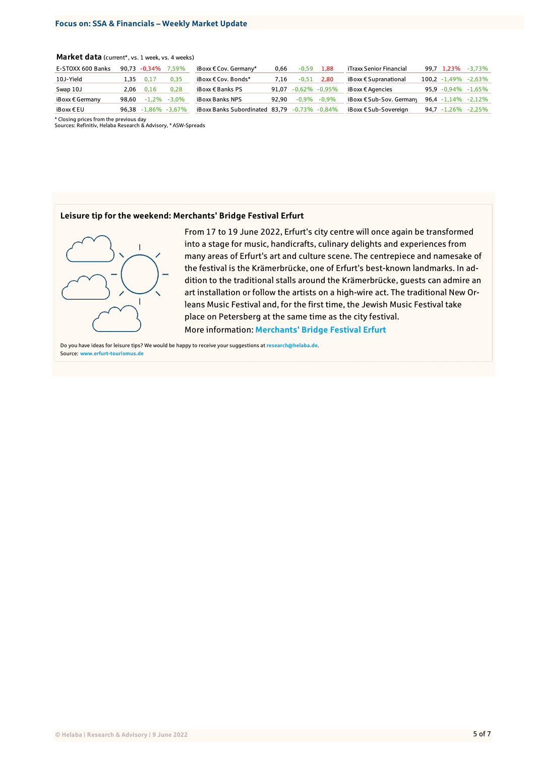## Market data (current*, vs. 1 week, vs. 4 weeks)

| | | | | | | | | | | | |
|---|---|---|---|---|---|---|---|---|---|---|---|
| E-STOXX 600 Banks | 90,73 | -0,34% | 7,59% | iBoxx € Cov. Germany* | 0,66 | -0,59 | 1,88 | iTraxx Senior Financial | 99,7 | 1,23% | -3,73% |
| 10J-Yield | 1,35 | 0,17 | 0,35 | iBoxx € Cov. Bonds* | 7,16 | -0,51 | 2,80 | iBoxx € Supranational | 100,2 | -1,49% | -2,63% |
| Swap 10J | 2,06 | 0,16 | 0,28 | iBoxx € Banks PS | 91,07 | -0,62% | -0,95% | iBoxx € Agencies | 95,9 | -0,94% | -1,65% |
| iBoxx € Germany | 98,60 | -1,2% | -3,0% | iBoxx Banks NPS | 92,90 | -0,9% | -0,9% | iBoxx € Sub-Sov. Germany | 96,4 | -1,14% | -2,12% |
| iBoxx € EU | 96,38 | -1,86% | -3,67% | iBoxx Banks Subordinated | 83,79 | -0,73% | -0,84% | iBoxx € Sub-Sovereign | 94,7 | -1,26% | -2,25% |

* Closing prices from the previous day
Sources: Refinitiv, Helaba Research & Advisory, * ASW-Spreads

### Leisure tip for the weekend: Merchants' Bridge Festival Erfurt

From 17 to 19 June 2022, Erfurt's city centre will once again be transformed into a stage for music, handicrafts, culinary delights and experiences from many areas of Erfurt's art and culture scene. The centrepiece and namesake of the festival is the Krämerbrücke, one of Erfurt's best-known landmarks. In addition to the traditional stalls around the Krämerbrücke, guests can admire an art installation or follow the artists on a high-wire act. The traditional New Orleans Music Festival and, for the first time, the Jewish Music Festival take place on Petersberg at the same time as the city festival.

More information: **Merchants' Bridge Festival Erfurt**

Do you have ideas for leisure tips? We would be happy to receive your suggestions at **research@helaba.de**.
Source: **www.erfurt-tourismus.de**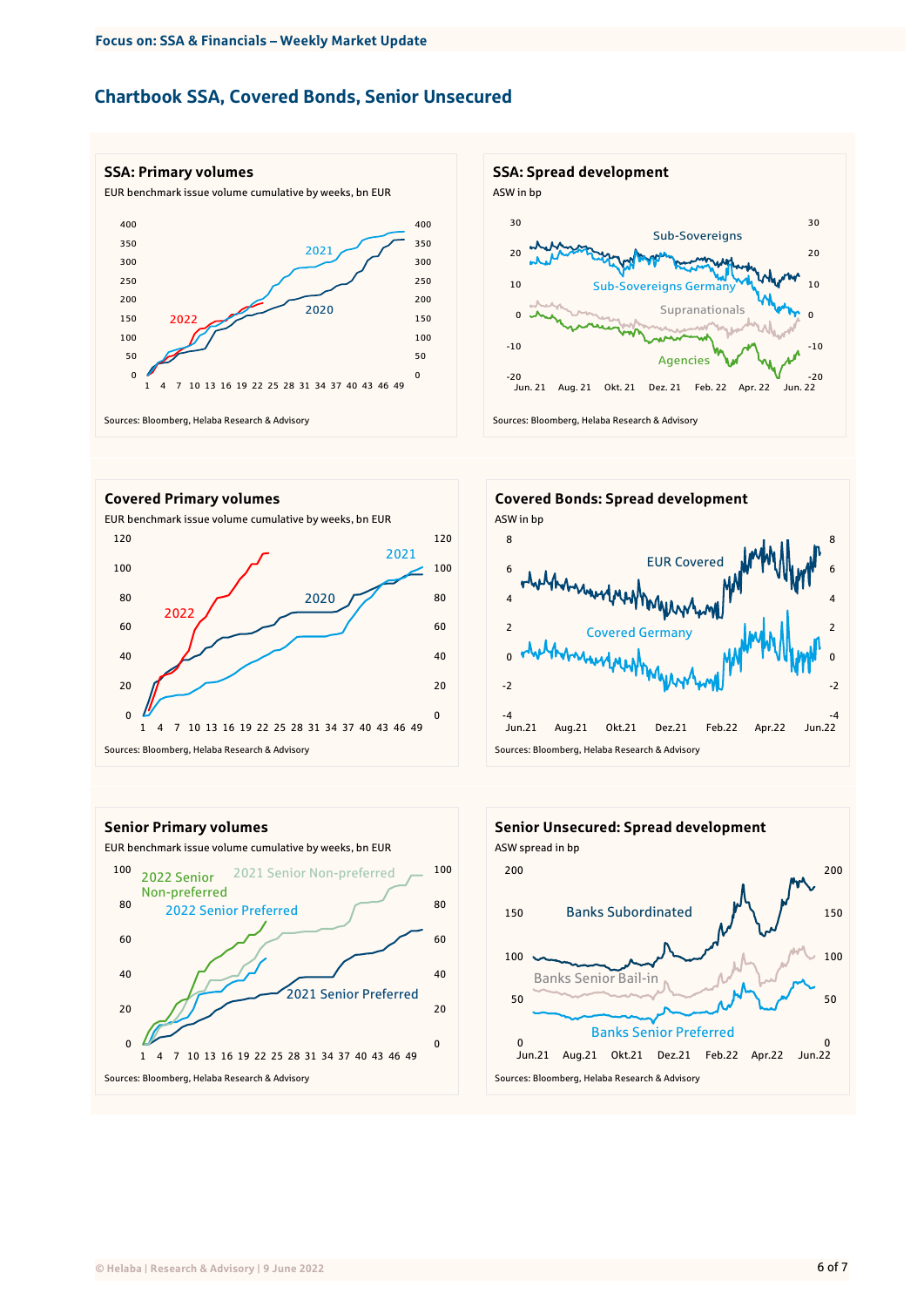## Chartbook SSA, Covered Bonds, Senior Unsecured

### SSA: Primary volumes

EUR benchmark issue volume cumulative by weeks, bn EUR

Sources: Bloomberg, Helaba Research & Advisory

### SSA: Spread development

ASW in bp

Sources: Bloomberg, Helaba Research & Advisory

### Covered Primary volumes

EUR benchmark issue volume cumulative by weeks, bn EUR

Sources: Bloomberg, Helaba Research & Advisory

### Covered Bonds: Spread development

ASW in bp

Sources: Bloomberg, Helaba Research & Advisory

### Senior Primary volumes

EUR benchmark issue volume cumulative by weeks, bn EUR

Sources: Bloomberg, Helaba Research & Advisory

### Senior Unsecured: Spread development

ASW spread in bp

Sources: Bloomberg, Helaba Research & Advisory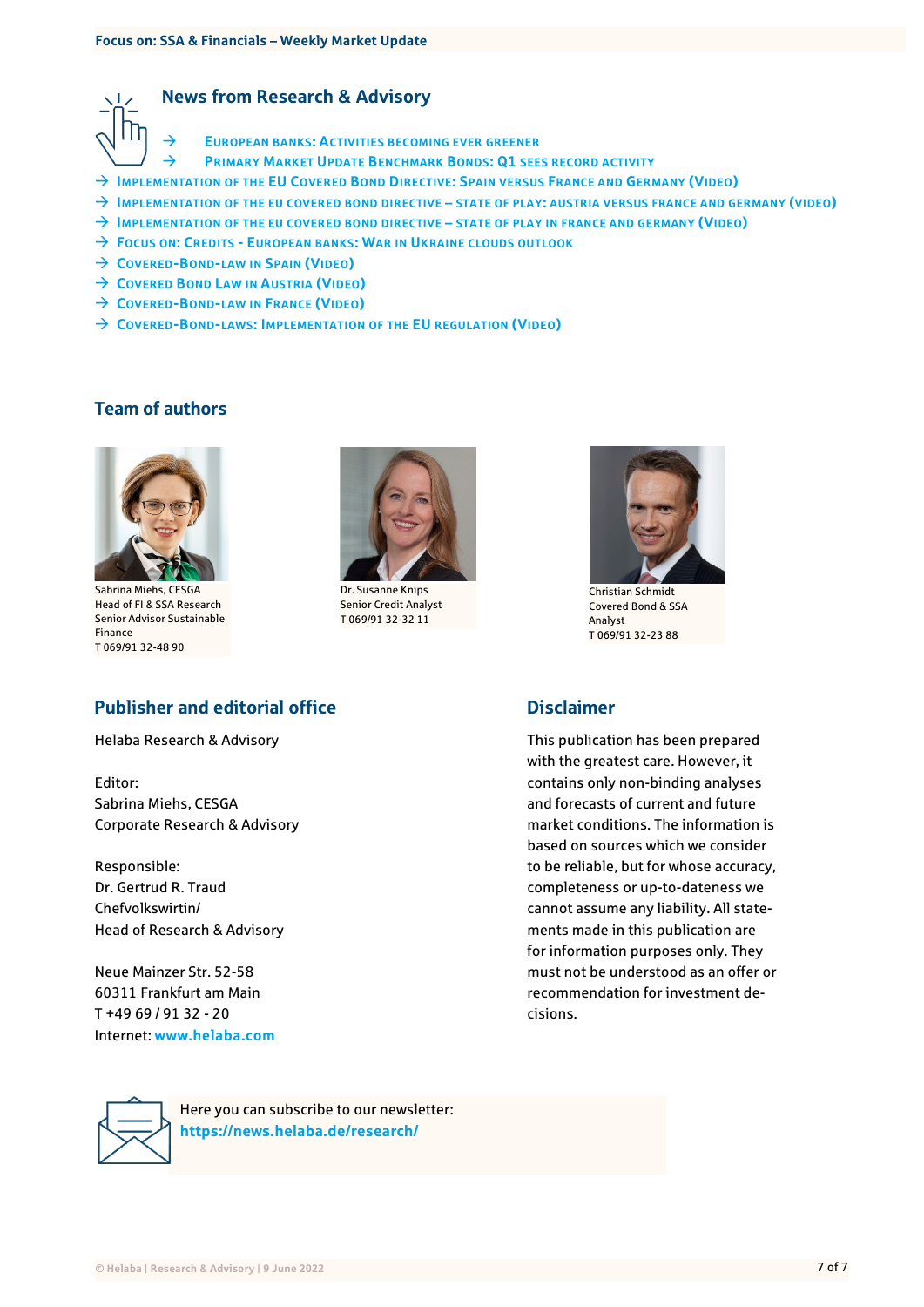## News from Research & Advisory

- → European banks: Activities becoming ever greener
- → Primary Market Update Benchmark Bonds: Q1 sees record activity
- → Implementation of the EU Covered Bond Directive: Spain versus France and Germany (Video)
- → Implementation of the EU covered bond directive – State of play: Austria versus France and Germany (Video)
- → Implementation of the EU covered bond directive – State of play in France and Germany (Video)
- → Focus on: Credits - European banks: War in Ukraine clouds outlook
- → Covered-Bond-law in Spain (Video)
- → Covered Bond Law in Austria (Video)
- → Covered-Bond-law in France (Video)
- → Covered-Bond-laws: Implementation of the EU regulation (Video)

## Team of authors

Sabrina Miehs, CESGA
Head of FI & SSA Research
Senior Advisor Sustainable Finance
T 069/91 32-48 90

Dr. Susanne Knips
Senior Credit Analyst
T 069/91 32-32 11

Christian Schmidt
Covered Bond & SSA Analyst
T 069/91 32-23 88

## Publisher and editorial office

Helaba Research & Advisory

Editor:
Sabrina Miehs, CESGA
Corporate Research & Advisory

Responsible:
Dr. Gertrud R. Traud
Chefvolkswirtin/
Head of Research & Advisory

Neue Mainzer Str. 52-58
60311 Frankfurt am Main
T +49 69 / 91 32 - 20
Internet: www.helaba.com

## Disclaimer

This publication has been prepared with the greatest care. However, it contains only non-binding analyses and forecasts of current and future market conditions. The information is based on sources which we consider to be reliable, but for whose accuracy, completeness or up-to-dateness we cannot assume any liability. All statements made in this publication are for information purposes only. They must not be understood as an offer or recommendation for investment decisions.

Here you can subscribe to our newsletter:
**https://news.helaba.de/research/**

© Helaba | Research & Advisory | 9 June 2022